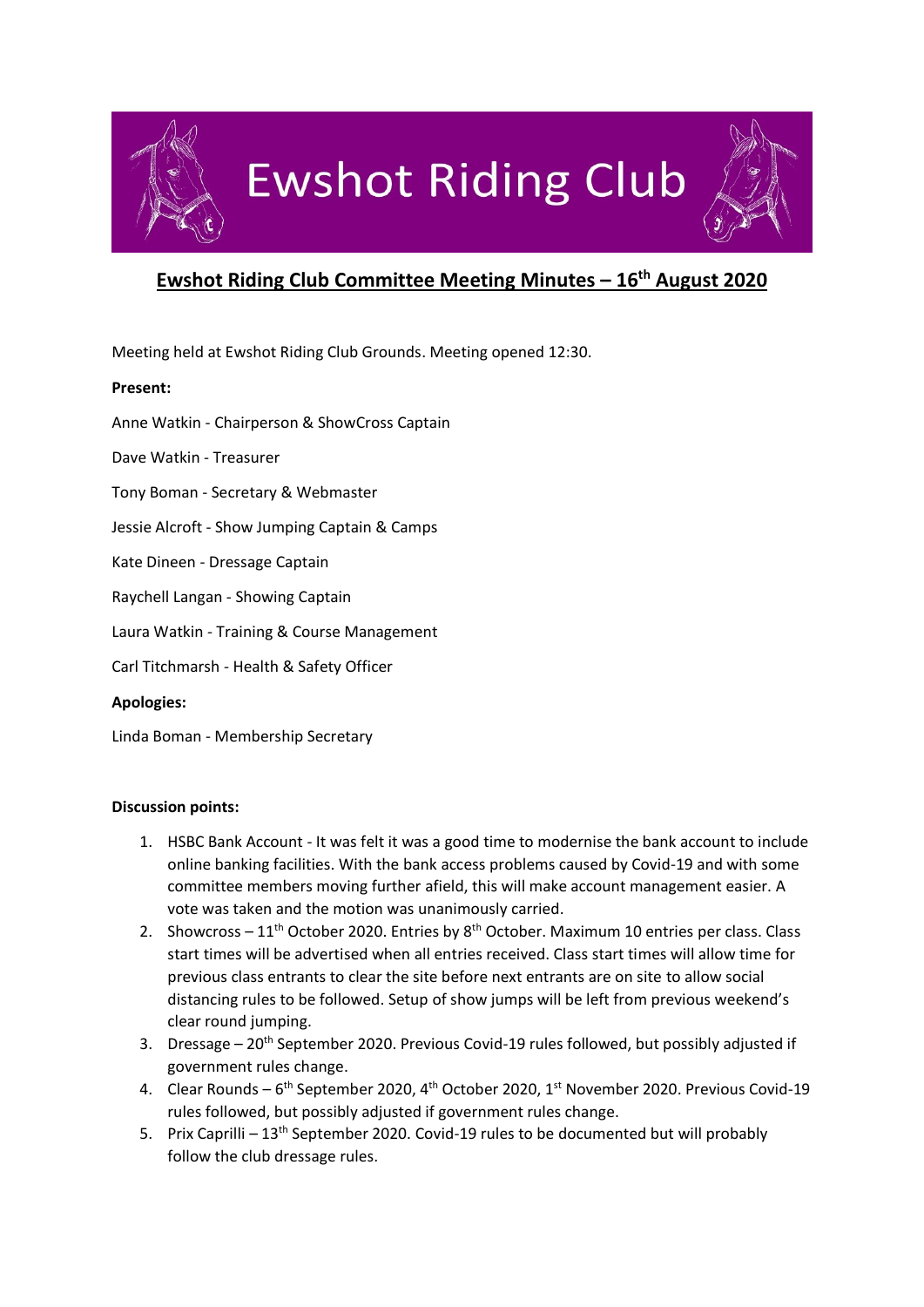# Ewshot Riding Club

## Ewshot Riding Club Committee Meeting Minutes – 16th August 2020

Meeting held at Ewshot Riding Club Grounds. Meeting opened 12:30.

**Present:**

Anne Watkin - Chairperson & ShowCross Captain

Dave Watkin - Treasurer

Tony Boman - Secretary & Webmaster

Jessie Alcroft - Show Jumping Captain & Camps

Kate Dineen - Dressage Captain

Raychell Langan - Showing Captain

Laura Watkin - Training & Course Management

Carl Titchmarsh - Health & Safety Officer

**Apologies:**

Linda Boman - Membership Secretary

**Discussion points:**

1. HSBC Bank Account - It was felt it was a good time to modernise the bank account to include online banking facilities. With the bank access problems caused by Covid-19 and with some committee members moving further afield, this will make account management easier. A vote was taken and the motion was unanimously carried.
2. Showcross – 11th October 2020. Entries by 8th October. Maximum 10 entries per class. Class start times will be advertised when all entries received. Class start times will allow time for previous class entrants to clear the site before next entrants are on site to allow social distancing rules to be followed. Setup of show jumps will be left from previous weekend's clear round jumping.
3. Dressage – 20th September 2020. Previous Covid-19 rules followed, but possibly adjusted if government rules change.
4. Clear Rounds – 6th September 2020, 4th October 2020, 1st November 2020. Previous Covid-19 rules followed, but possibly adjusted if government rules change.
5. Prix Caprilli – 13th September 2020. Covid-19 rules to be documented but will probably follow the club dressage rules.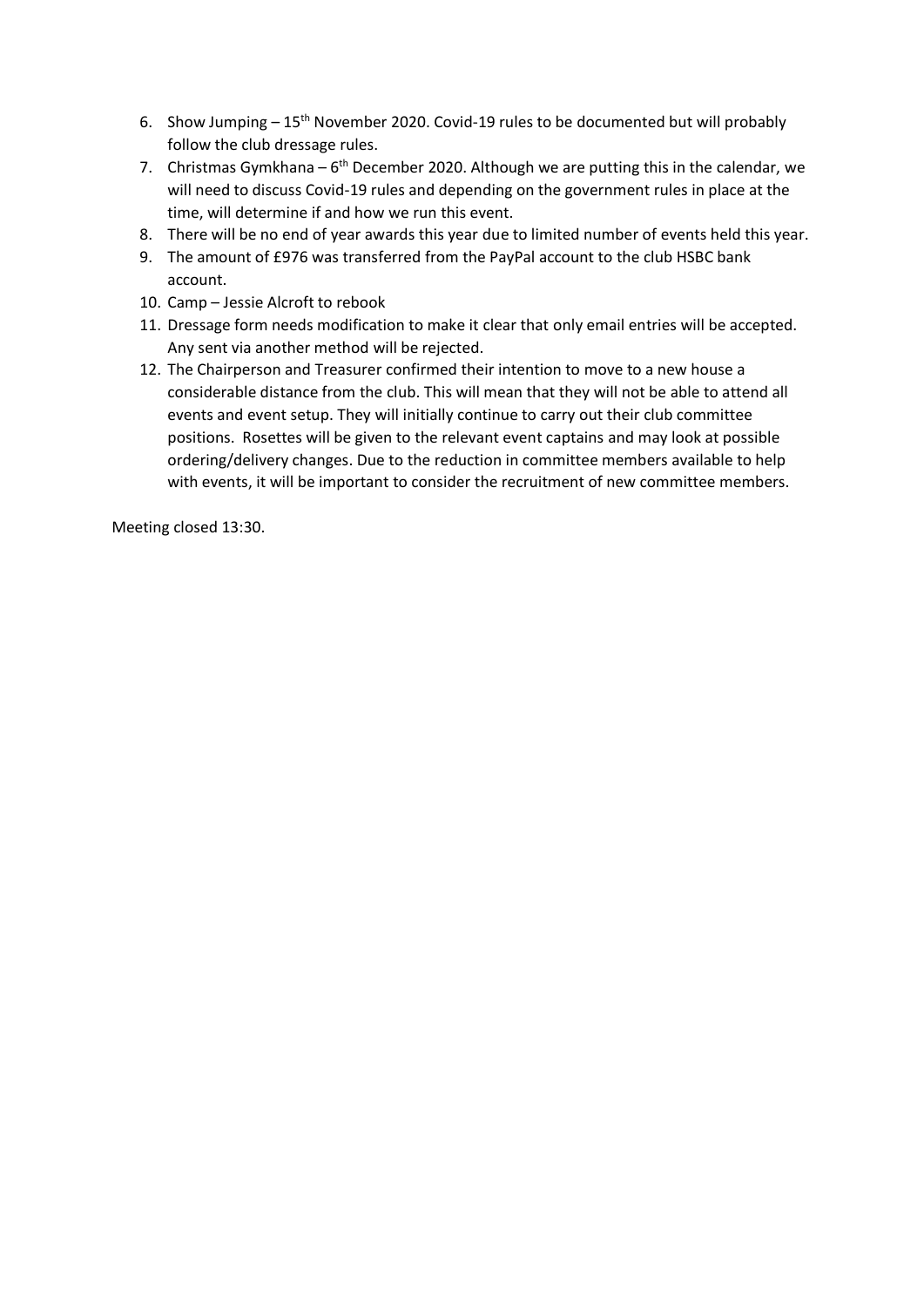6. Show Jumping – 15th November 2020. Covid-19 rules to be documented but will probably follow the club dressage rules.
7. Christmas Gymkhana – 6th December 2020. Although we are putting this in the calendar, we will need to discuss Covid-19 rules and depending on the government rules in place at the time, will determine if and how we run this event.
8. There will be no end of year awards this year due to limited number of events held this year.
9. The amount of £976 was transferred from the PayPal account to the club HSBC bank account.
10. Camp – Jessie Alcroft to rebook
11. Dressage form needs modification to make it clear that only email entries will be accepted. Any sent via another method will be rejected.
12. The Chairperson and Treasurer confirmed their intention to move to a new house a considerable distance from the club. This will mean that they will not be able to attend all events and event setup. They will initially continue to carry out their club committee positions. Rosettes will be given to the relevant event captains and may look at possible ordering/delivery changes. Due to the reduction in committee members available to help with events, it will be important to consider the recruitment of new committee members.

Meeting closed 13:30.